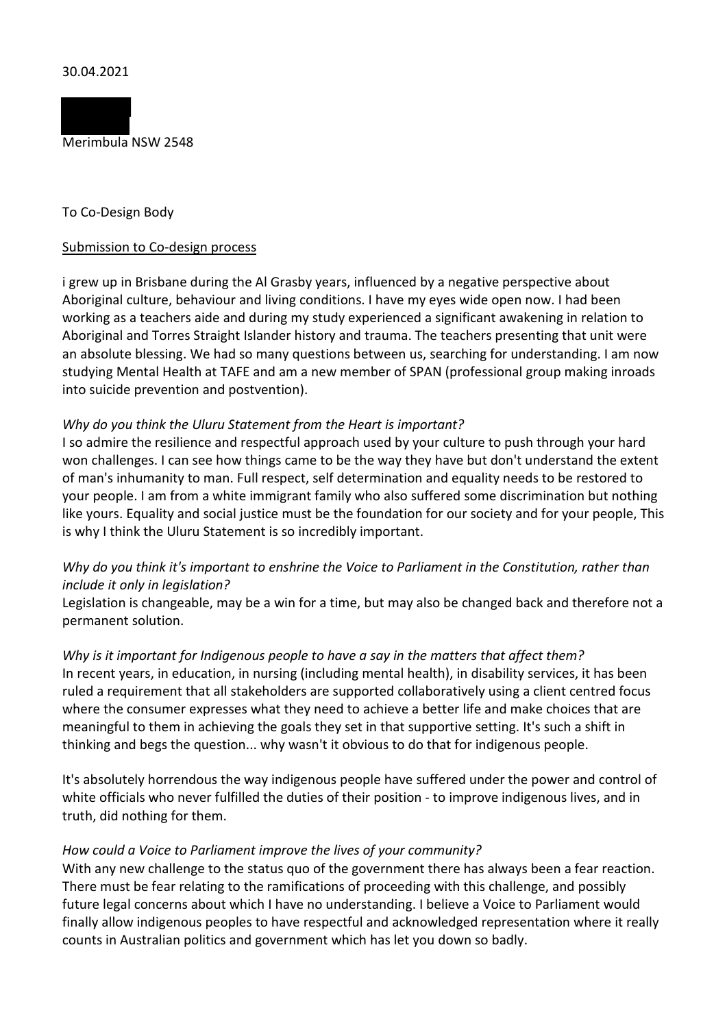30.04.2021

Merimbula NSW 2548

To Co-Design Body

Submission to Co-design process

i grew up in Brisbane during the Al Grasby years, influenced by a negative perspective about Aboriginal culture, behaviour and living conditions. I have my eyes wide open now. I had been working as a teachers aide and during my study experienced a significant awakening in relation to Aboriginal and Torres Straight Islander history and trauma. The teachers presenting that unit were an absolute blessing. We had so many questions between us, searching for understanding. I am now studying Mental Health at TAFE and am a new member of SPAN (professional group making inroads into suicide prevention and postvention).

*Why do you think the Uluru Statement from the Heart is important?*
I so admire the resilience and respectful approach used by your culture to push through your hard won challenges. I can see how things came to be the way they have but don't understand the extent of man's inhumanity to man. Full respect, self determination and equality needs to be restored to your people. I am from a white immigrant family who also suffered some discrimination but nothing like yours. Equality and social justice must be the foundation for our society and for your people, This is why I think the Uluru Statement is so incredibly important.

*Why do you think it's important to enshrine the Voice to Parliament in the Constitution, rather than include it only in legislation?*
Legislation is changeable, may be a win for a time, but may also be changed back and therefore not a permanent solution.

*Why is it important for Indigenous people to have a say in the matters that affect them?*
In recent years, in education, in nursing (including mental health), in disability services, it has been ruled a requirement that all stakeholders are supported collaboratively using a client centred focus where the consumer expresses what they need to achieve a better life and make choices that are meaningful to them in achieving the goals they set in that supportive setting. It's such a shift in thinking and begs the question... why wasn't it obvious to do that for indigenous people.

It's absolutely horrendous the way indigenous people have suffered under the power and control of white officials who never fulfilled the duties of their position - to improve indigenous lives, and in truth, did nothing for them.

*How could a Voice to Parliament improve the lives of your community?*
With any new challenge to the status quo of the government there has always been a fear reaction. There must be fear relating to the ramifications of proceeding with this challenge, and possibly future legal concerns about which I have no understanding. I believe a Voice to Parliament would finally allow indigenous peoples to have respectful and acknowledged representation where it really counts in Australian politics and government which has let you down so badly.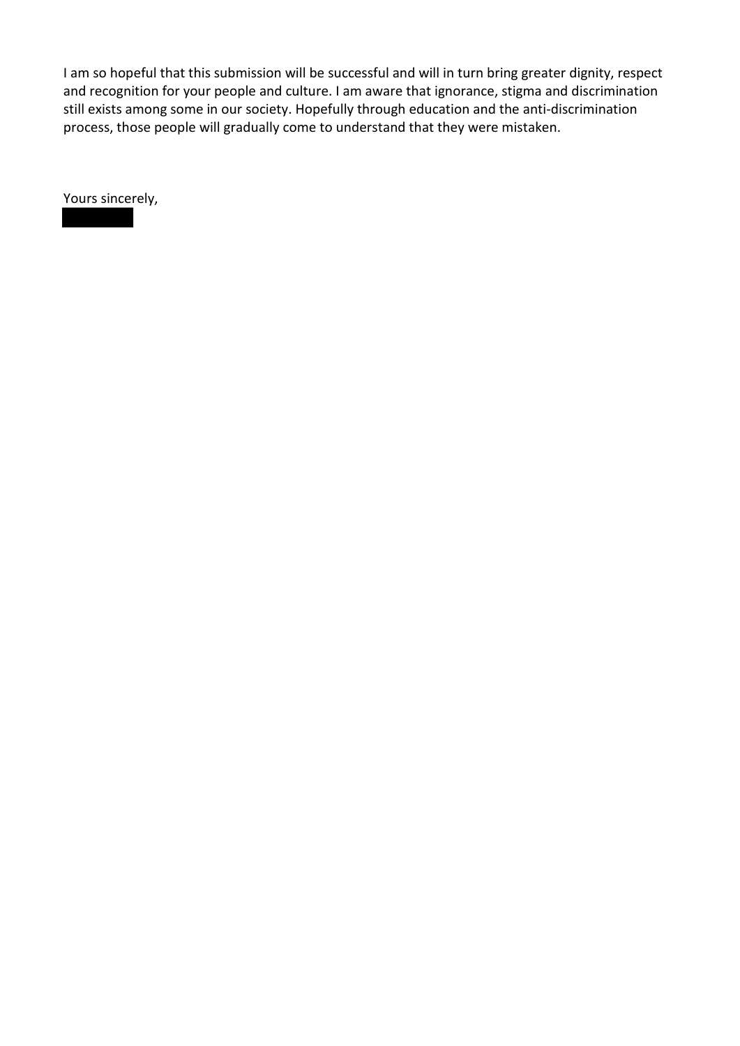I am so hopeful that this submission will be successful and will in turn bring greater dignity, respect and recognition for your people and culture. I am aware that ignorance, stigma and discrimination still exists among some in our society. Hopefully through education and the anti-discrimination process, those people will gradually come to understand that they were mistaken.

Yours sincerely,